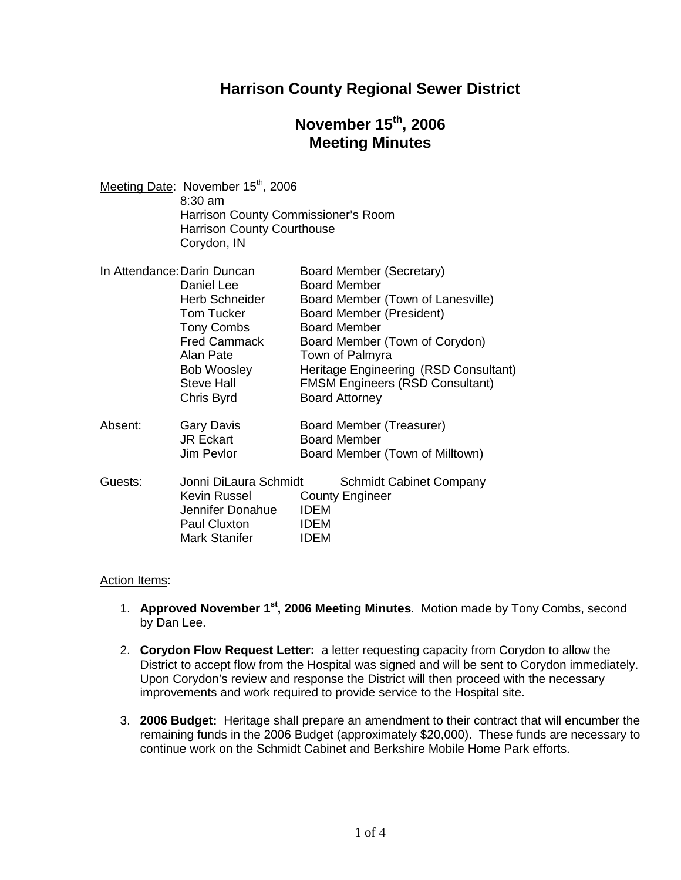# Harrison County Regional Sewer District

## November 15th, 2006
## Meeting Minutes

Meeting Date: November 15th, 2006
8:30 am
Harrison County Commissioner's Room
Harrison County Courthouse
Corydon, IN

In Attendance:

| Name | Role |
|---|---|
| Darin Duncan | Board Member (Secretary) |
| Daniel Lee | Board Member |
| Herb Schneider | Board Member (Town of Lanesville) |
| Tom Tucker | Board Member (President) |
| Tony Combs | Board Member |
| Fred Cammack | Board Member (Town of Corydon) |
| Alan Pate | Town of Palmyra |
| Bob Woosley | Heritage Engineering (RSD Consultant) |
| Steve Hall | FMSM Engineers (RSD Consultant) |
| Chris Byrd | Board Attorney |

Absent:

| Name | Role |
|---|---|
| Gary Davis | Board Member (Treasurer) |
| JR Eckart | Board Member |
| Jim Pevlor | Board Member (Town of Milltown) |

Guests:

| Name | Affiliation |
|---|---|
| Jonni DiLaura Schmidt | Schmidt Cabinet Company |
| Kevin Russel | County Engineer |
| Jennifer Donahue | IDEM |
| Paul Cluxton | IDEM |
| Mark Stanifer | IDEM |

Action Items:

1. **Approved November 1st, 2006 Meeting Minutes**. Motion made by Tony Combs, second by Dan Lee.

2. **Corydon Flow Request Letter:** a letter requesting capacity from Corydon to allow the District to accept flow from the Hospital was signed and will be sent to Corydon immediately. Upon Corydon's review and response the District will then proceed with the necessary improvements and work required to provide service to the Hospital site.

3. **2006 Budget:** Heritage shall prepare an amendment to their contract that will encumber the remaining funds in the 2006 Budget (approximately $20,000). These funds are necessary to continue work on the Schmidt Cabinet and Berkshire Mobile Home Park efforts.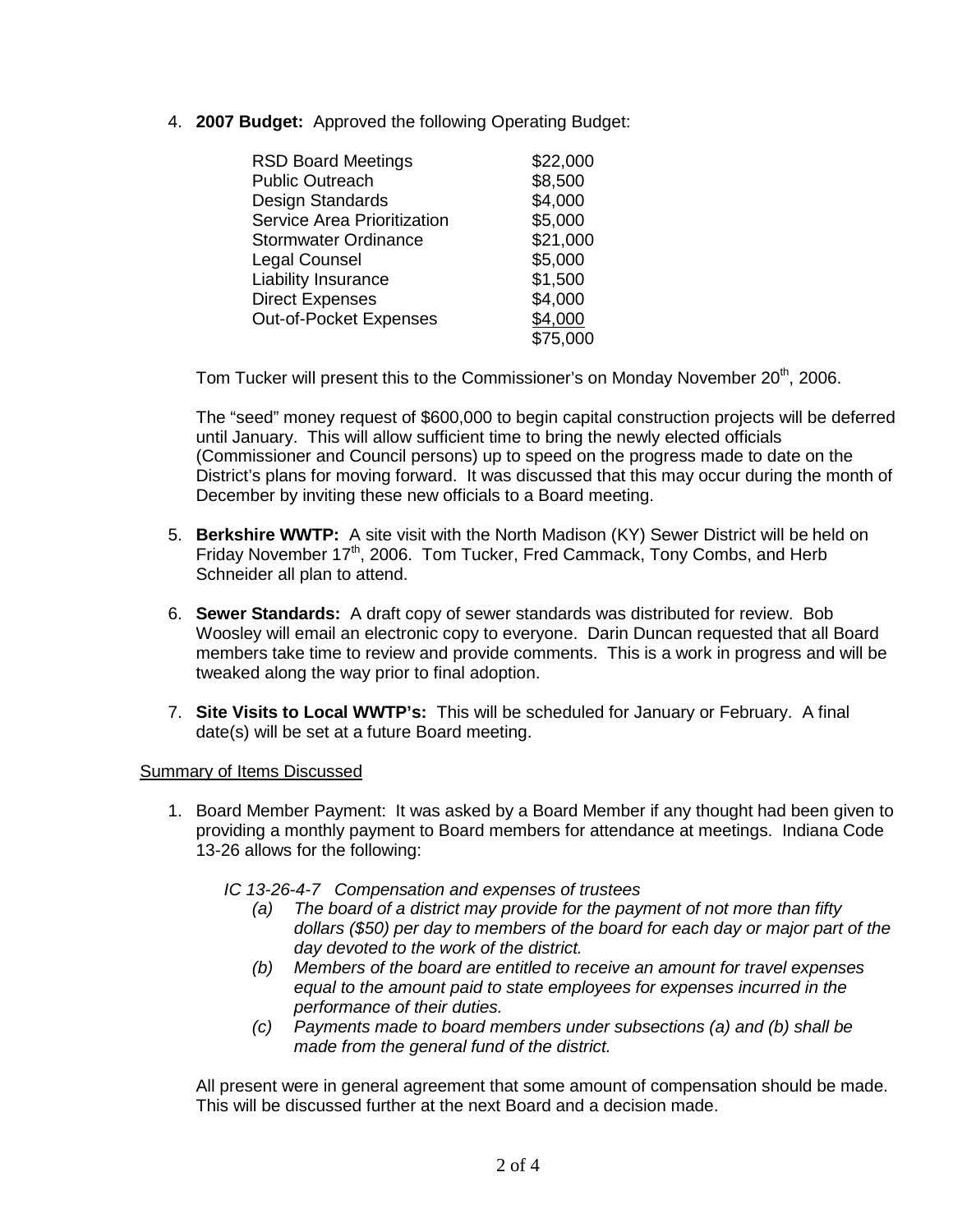4. **2007 Budget:** Approved the following Operating Budget:

| | |
|---|---|
| RSD Board Meetings | \$22,000 |
| Public Outreach | \$8,500 |
| Design Standards | \$4,000 |
| Service Area Prioritization | \$5,000 |
| Stormwater Ordinance | \$21,000 |
| Legal Counsel | \$5,000 |
| Liability Insurance | \$1,500 |
| Direct Expenses | \$4,000 |
| Out-of-Pocket Expenses | \$4,000 |
| | \$75,000 |

   Tom Tucker will present this to the Commissioner's on Monday November 20th, 2006.

   The "seed" money request of \$600,000 to begin capital construction projects will be deferred until January. This will allow sufficient time to bring the newly elected officials (Commissioner and Council persons) up to speed on the progress made to date on the District's plans for moving forward. It was discussed that this may occur during the month of December by inviting these new officials to a Board meeting.

5. **Berkshire WWTP:** A site visit with the North Madison (KY) Sewer District will be held on Friday November 17th, 2006. Tom Tucker, Fred Cammack, Tony Combs, and Herb Schneider all plan to attend.

6. **Sewer Standards:** A draft copy of sewer standards was distributed for review. Bob Woosley will email an electronic copy to everyone. Darin Duncan requested that all Board members take time to review and provide comments. This is a work in progress and will be tweaked along the way prior to final adoption.

7. **Site Visits to Local WWTP's:** This will be scheduled for January or February. A final date(s) will be set at a future Board meeting.

<u>Summary of Items Discussed</u>

1. Board Member Payment: It was asked by a Board Member if any thought had been given to providing a monthly payment to Board members for attendance at meetings. Indiana Code 13-26 allows for the following:

   *IC 13-26-4-7 Compensation and expenses of trustees*

   - *(a) The board of a district may provide for the payment of not more than fifty dollars (\$50) per day to members of the board for each day or major part of the day devoted to the work of the district.*
   - *(b) Members of the board are entitled to receive an amount for travel expenses equal to the amount paid to state employees for expenses incurred in the performance of their duties.*
   - *(c) Payments made to board members under subsections (a) and (b) shall be made from the general fund of the district.*

   All present were in general agreement that some amount of compensation should be made. This will be discussed further at the next Board and a decision made.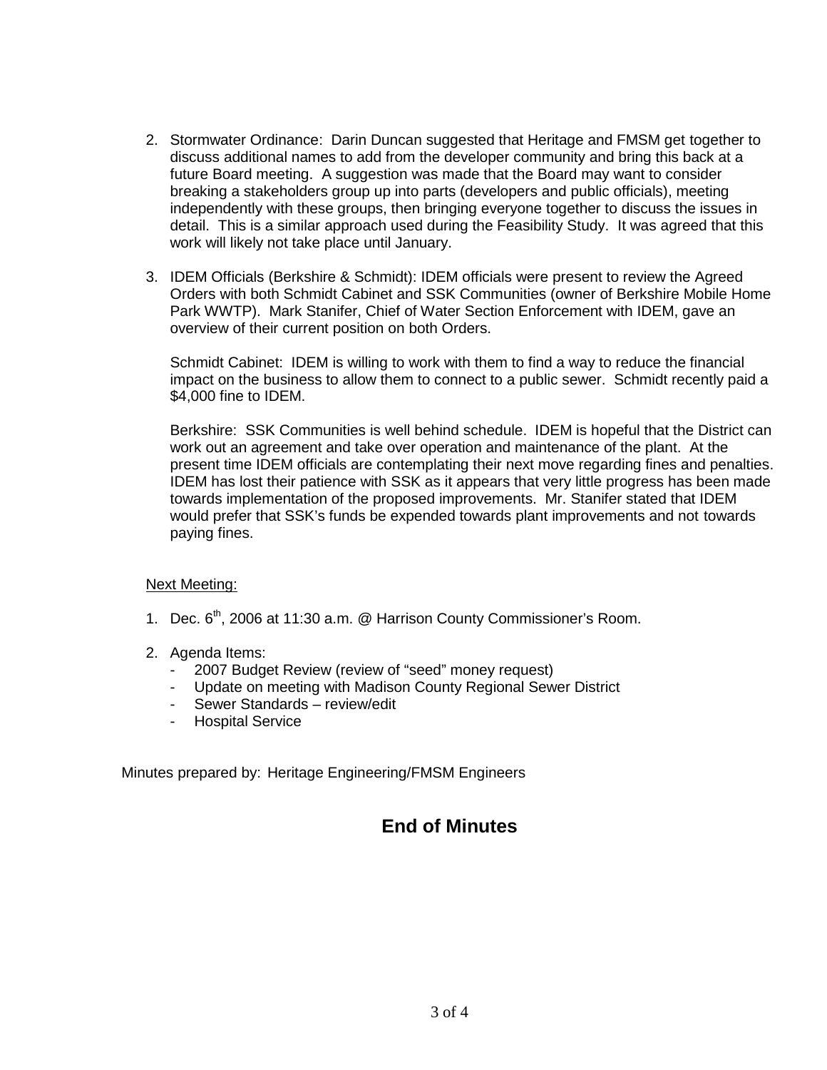2. Stormwater Ordinance: Darin Duncan suggested that Heritage and FMSM get together to discuss additional names to add from the developer community and bring this back at a future Board meeting. A suggestion was made that the Board may want to consider breaking a stakeholders group up into parts (developers and public officials), meeting independently with these groups, then bringing everyone together to discuss the issues in detail. This is a similar approach used during the Feasibility Study. It was agreed that this work will likely not take place until January.

3. IDEM Officials (Berkshire & Schmidt): IDEM officials were present to review the Agreed Orders with both Schmidt Cabinet and SSK Communities (owner of Berkshire Mobile Home Park WWTP). Mark Stanifer, Chief of Water Section Enforcement with IDEM, gave an overview of their current position on both Orders.

   Schmidt Cabinet: IDEM is willing to work with them to find a way to reduce the financial impact on the business to allow them to connect to a public sewer. Schmidt recently paid a $4,000 fine to IDEM.

   Berkshire: SSK Communities is well behind schedule. IDEM is hopeful that the District can work out an agreement and take over operation and maintenance of the plant. At the present time IDEM officials are contemplating their next move regarding fines and penalties. IDEM has lost their patience with SSK as it appears that very little progress has been made towards implementation of the proposed improvements. Mr. Stanifer stated that IDEM would prefer that SSK's funds be expended towards plant improvements and not towards paying fines.

<u>Next Meeting:</u>

1. Dec. 6th, 2006 at 11:30 a.m. @ Harrison County Commissioner's Room.

2. Agenda Items:
   - 2007 Budget Review (review of "seed" money request)
   - Update on meeting with Madison County Regional Sewer District
   - Sewer Standards – review/edit
   - Hospital Service

Minutes prepared by: Heritage Engineering/FMSM Engineers

## End of Minutes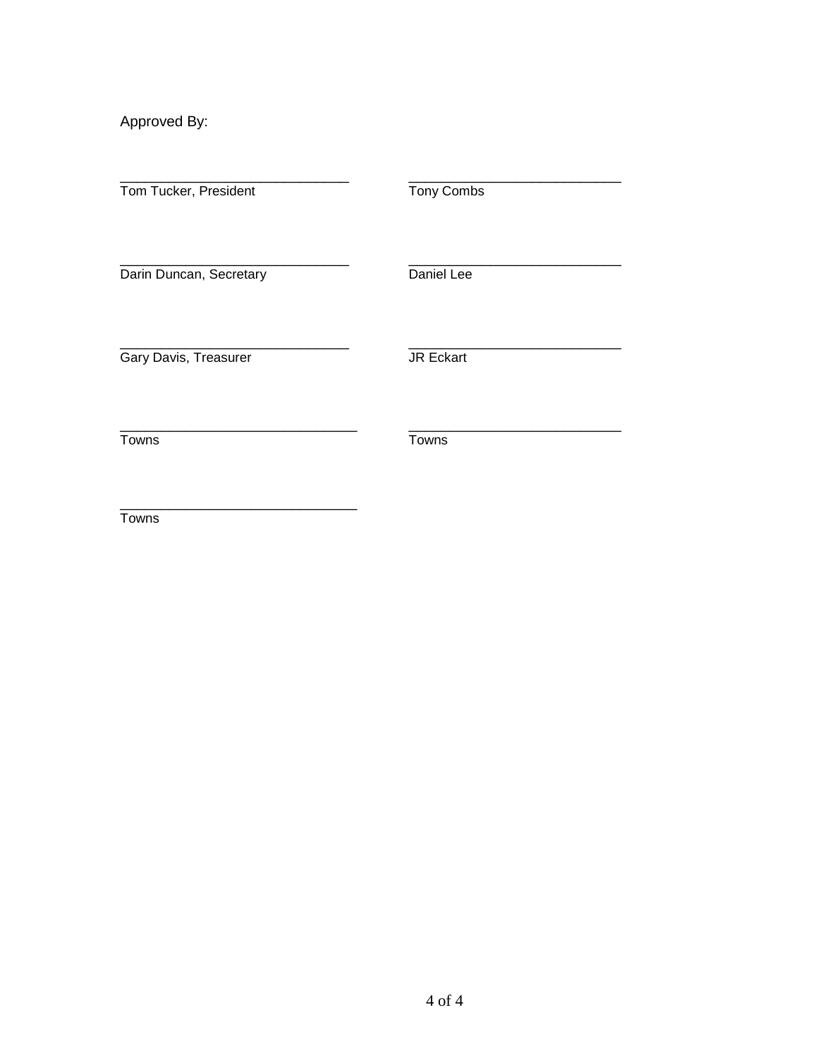Approved By:

| | |
|---|---|
| ______________________________ | ____________________________ |
| Tom Tucker, President | Tony Combs |
| ______________________________ | ____________________________ |
| Darin Duncan, Secretary | Daniel Lee |
| ______________________________ | ____________________________ |
| Gary Davis, Treasurer | JR Eckart |
| _______________________________ | ____________________________ |
| Towns | Towns |
| _______________________________ | |
| Towns | |